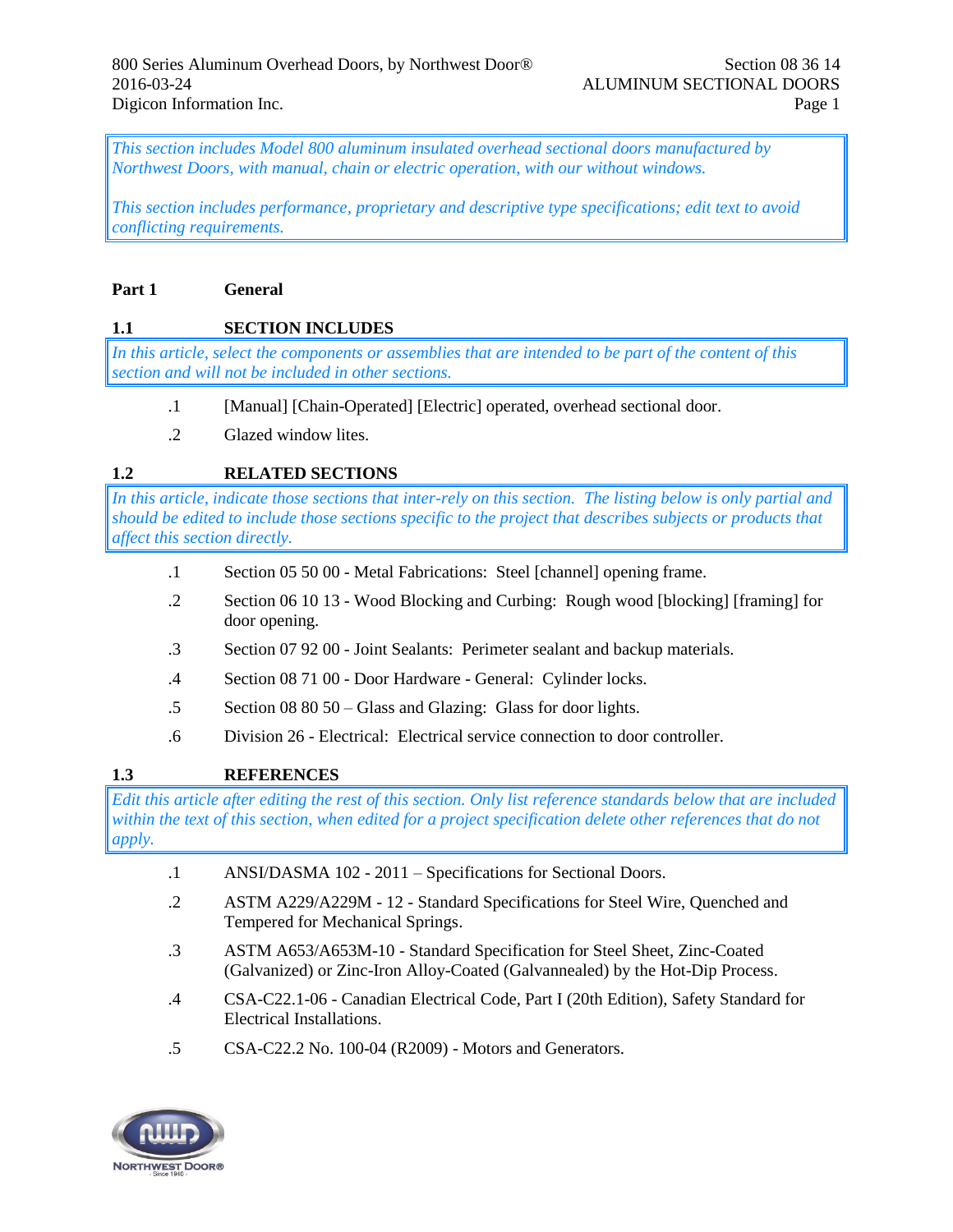*This section includes Model 800 aluminum insulated overhead sectional doors manufactured by Northwest Doors, with manual, chain or electric operation, with our without windows.*

*This section includes performance, proprietary and descriptive type specifications; edit text to avoid conflicting requirements.*

# Part 1 General

## 1.1 SECTION INCLUDES

*In this article, select the components or assemblies that are intended to be part of the content of this section and will not be included in other sections.*

.1 [Manual] [Chain-Operated] [Electric] operated, overhead sectional door.

.2 Glazed window lites.

## 1.2 RELATED SECTIONS

*In this article, indicate those sections that inter-rely on this section. The listing below is only partial and should be edited to include those sections specific to the project that describes subjects or products that affect this section directly.*

.1 Section 05 50 00 - Metal Fabrications: Steel [channel] opening frame.

.2 Section 06 10 13 - Wood Blocking and Curbing: Rough wood [blocking] [framing] for door opening.

.3 Section 07 92 00 - Joint Sealants: Perimeter sealant and backup materials.

.4 Section 08 71 00 - Door Hardware - General: Cylinder locks.

.5 Section 08 80 50 – Glass and Glazing: Glass for door lights.

.6 Division 26 - Electrical: Electrical service connection to door controller.

## 1.3 REFERENCES

*Edit this article after editing the rest of this section. Only list reference standards below that are included within the text of this section, when edited for a project specification delete other references that do not apply.*

.1 ANSI/DASMA 102 - 2011 – Specifications for Sectional Doors.

.2 ASTM A229/A229M - 12 - Standard Specifications for Steel Wire, Quenched and Tempered for Mechanical Springs.

.3 ASTM A653/A653M-10 - Standard Specification for Steel Sheet, Zinc-Coated (Galvanized) or Zinc-Iron Alloy-Coated (Galvannealed) by the Hot-Dip Process.

.4 CSA-C22.1-06 - Canadian Electrical Code, Part I (20th Edition), Safety Standard for Electrical Installations.

.5 CSA-C22.2 No. 100-04 (R2009) - Motors and Generators.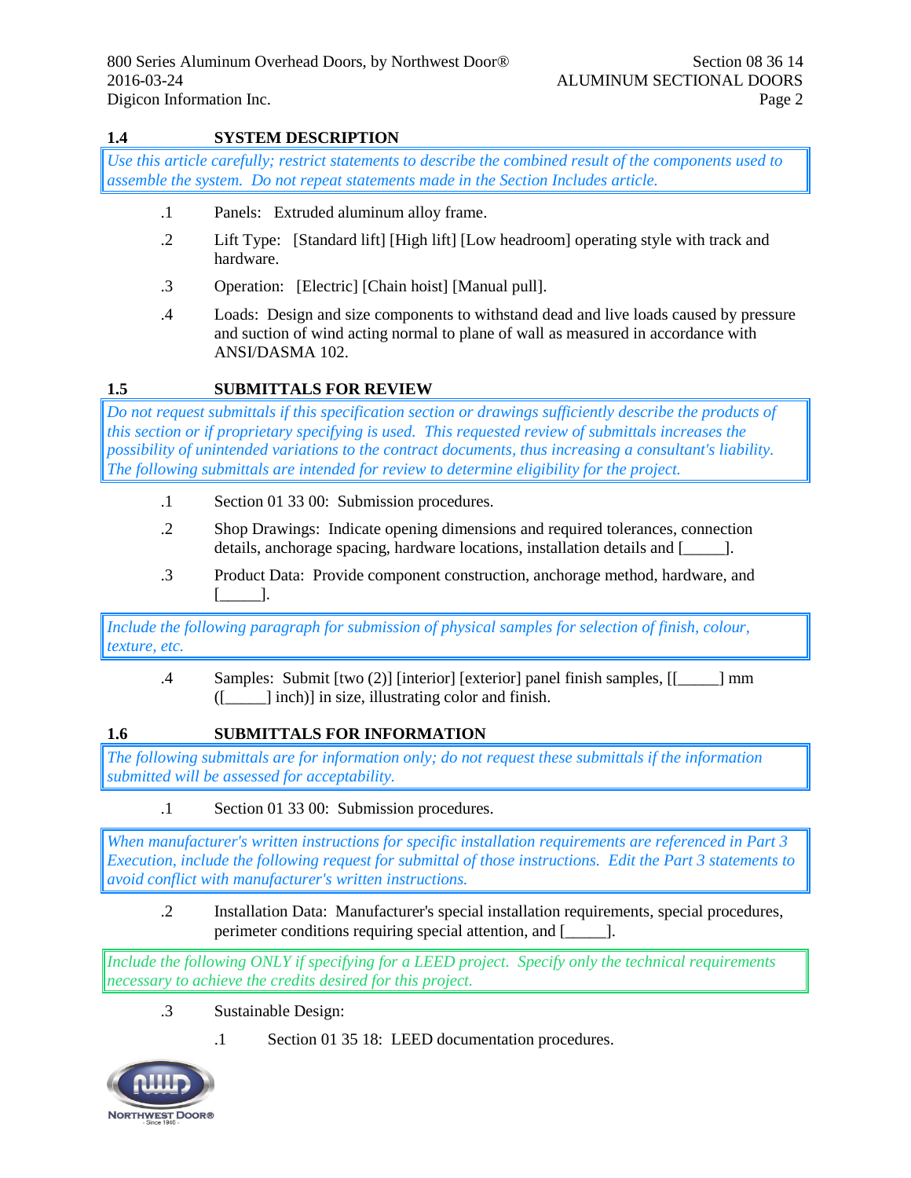## 1.4 SYSTEM DESCRIPTION

*Use this article carefully; restrict statements to describe the combined result of the components used to assemble the system. Do not repeat statements made in the Section Includes article.*

.1 Panels: Extruded aluminum alloy frame.

.2 Lift Type: [Standard lift] [High lift] [Low headroom] operating style with track and hardware.

.3 Operation: [Electric] [Chain hoist] [Manual pull].

.4 Loads: Design and size components to withstand dead and live loads caused by pressure and suction of wind acting normal to plane of wall as measured in accordance with ANSI/DASMA 102.

## 1.5 SUBMITTALS FOR REVIEW

*Do not request submittals if this specification section or drawings sufficiently describe the products of this section or if proprietary specifying is used. This requested review of submittals increases the possibility of unintended variations to the contract documents, thus increasing a consultant's liability. The following submittals are intended for review to determine eligibility for the project.*

.1 Section 01 33 00: Submission procedures.

.2 Shop Drawings: Indicate opening dimensions and required tolerances, connection details, anchorage spacing, hardware locations, installation details and [_____].

.3 Product Data: Provide component construction, anchorage method, hardware, and [_____].

*Include the following paragraph for submission of physical samples for selection of finish, colour, texture, etc.*

.4 Samples: Submit [two (2)] [interior] [exterior] panel finish samples, [[_____] mm ([_____] inch)] in size, illustrating color and finish.

## 1.6 SUBMITTALS FOR INFORMATION

*The following submittals are for information only; do not request these submittals if the information submitted will be assessed for acceptability.*

.1 Section 01 33 00: Submission procedures.

*When manufacturer's written instructions for specific installation requirements are referenced in Part 3 Execution, include the following request for submittal of those instructions. Edit the Part 3 statements to avoid conflict with manufacturer's written instructions.*

.2 Installation Data: Manufacturer's special installation requirements, special procedures, perimeter conditions requiring special attention, and [_____].

*Include the following ONLY if specifying for a LEED project. Specify only the technical requirements necessary to achieve the credits desired for this project.*

.3 Sustainable Design:

  .1 Section 01 35 18: LEED documentation procedures.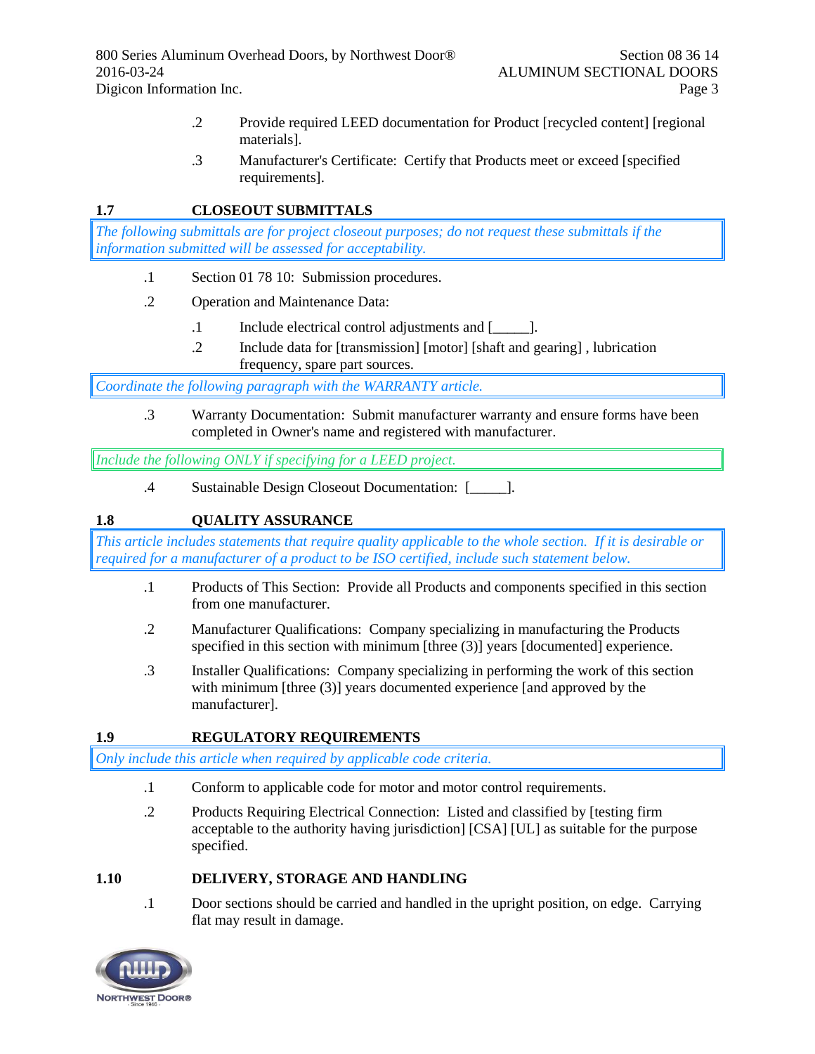.2 Provide required LEED documentation for Product [recycled content] [regional materials].

.3 Manufacturer's Certificate: Certify that Products meet or exceed [specified requirements].

## 1.7 CLOSEOUT SUBMITTALS

*The following submittals are for project closeout purposes; do not request these submittals if the information submitted will be assessed for acceptability.*

.1 Section 01 78 10: Submission procedures.

.2 Operation and Maintenance Data:

.1 Include electrical control adjustments and [_____].

.2 Include data for [transmission] [motor] [shaft and gearing] , lubrication frequency, spare part sources.

*Coordinate the following paragraph with the WARRANTY article.*

.3 Warranty Documentation: Submit manufacturer warranty and ensure forms have been completed in Owner's name and registered with manufacturer.

*Include the following ONLY if specifying for a LEED project.*

.4 Sustainable Design Closeout Documentation: [_____].

## 1.8 QUALITY ASSURANCE

*This article includes statements that require quality applicable to the whole section. If it is desirable or required for a manufacturer of a product to be ISO certified, include such statement below.*

.1 Products of This Section: Provide all Products and components specified in this section from one manufacturer.

.2 Manufacturer Qualifications: Company specializing in manufacturing the Products specified in this section with minimum [three (3)] years [documented] experience.

.3 Installer Qualifications: Company specializing in performing the work of this section with minimum [three (3)] years documented experience [and approved by the manufacturer].

## 1.9 REGULATORY REQUIREMENTS

*Only include this article when required by applicable code criteria.*

.1 Conform to applicable code for motor and motor control requirements.

.2 Products Requiring Electrical Connection: Listed and classified by [testing firm acceptable to the authority having jurisdiction] [CSA] [UL] as suitable for the purpose specified.

## 1.10 DELIVERY, STORAGE AND HANDLING

.1 Door sections should be carried and handled in the upright position, on edge. Carrying flat may result in damage.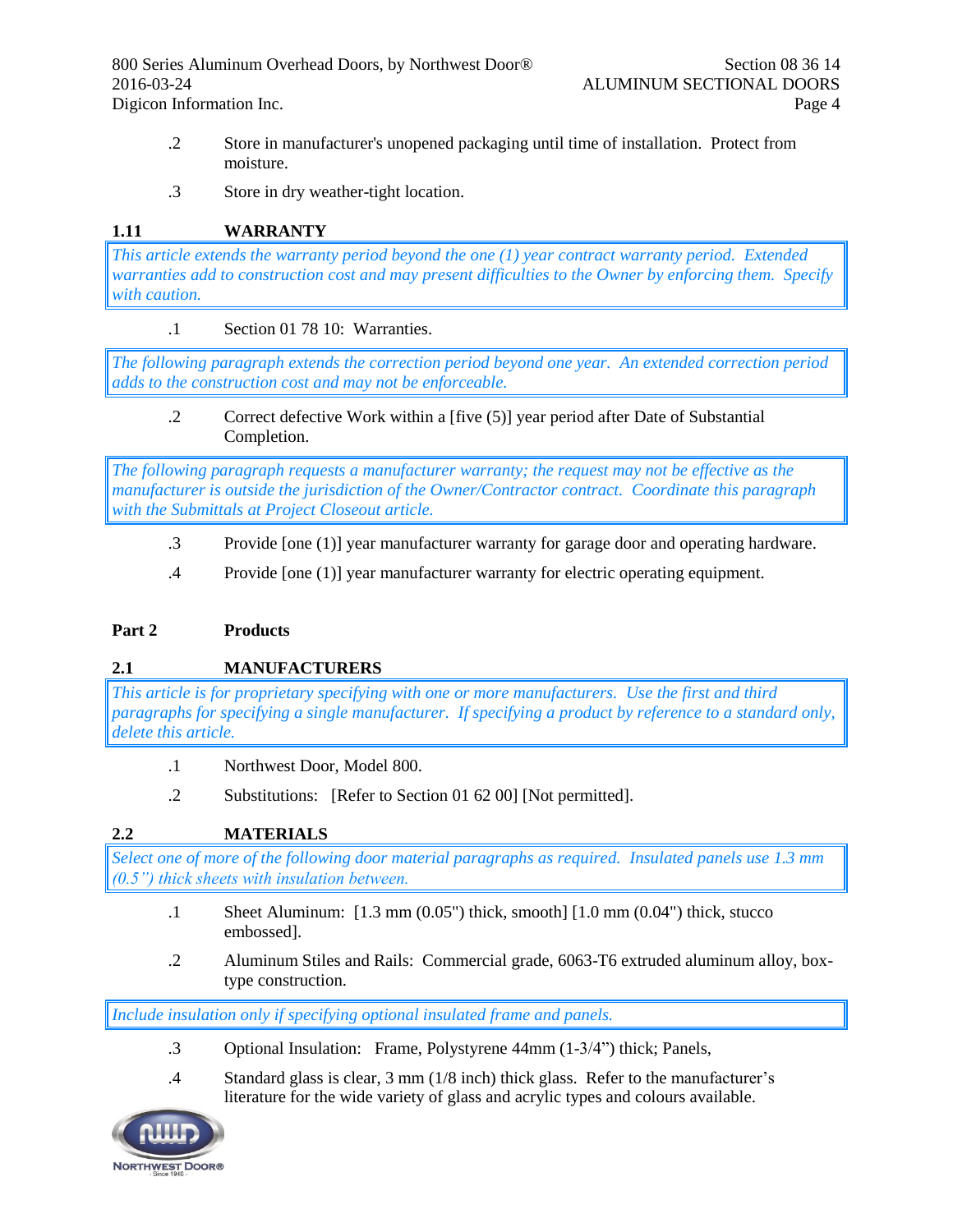.2 Store in manufacturer's unopened packaging until time of installation. Protect from moisture.

.3 Store in dry weather-tight location.

### 1.11 WARRANTY

*This article extends the warranty period beyond the one (1) year contract warranty period. Extended warranties add to construction cost and may present difficulties to the Owner by enforcing them. Specify with caution.*

.1 Section 01 78 10: Warranties.

*The following paragraph extends the correction period beyond one year. An extended correction period adds to the construction cost and may not be enforceable.*

.2 Correct defective Work within a [five (5)] year period after Date of Substantial Completion.

*The following paragraph requests a manufacturer warranty; the request may not be effective as the manufacturer is outside the jurisdiction of the Owner/Contractor contract. Coordinate this paragraph with the Submittals at Project Closeout article.*

.3 Provide [one (1)] year manufacturer warranty for garage door and operating hardware.

.4 Provide [one (1)] year manufacturer warranty for electric operating equipment.

## Part 2 Products

### 2.1 MANUFACTURERS

*This article is for proprietary specifying with one or more manufacturers. Use the first and third paragraphs for specifying a single manufacturer. If specifying a product by reference to a standard only, delete this article.*

.1 Northwest Door, Model 800.

.2 Substitutions: [Refer to Section 01 62 00] [Not permitted].

### 2.2 MATERIALS

*Select one of more of the following door material paragraphs as required. Insulated panels use 1.3 mm (0.5") thick sheets with insulation between.*

.1 Sheet Aluminum: [1.3 mm (0.05") thick, smooth] [1.0 mm (0.04") thick, stucco embossed].

.2 Aluminum Stiles and Rails: Commercial grade, 6063-T6 extruded aluminum alloy, box-type construction.

*Include insulation only if specifying optional insulated frame and panels.*

.3 Optional Insulation: Frame, Polystyrene 44mm (1-3/4") thick; Panels,

.4 Standard glass is clear, 3 mm (1/8 inch) thick glass. Refer to the manufacturer's literature for the wide variety of glass and acrylic types and colours available.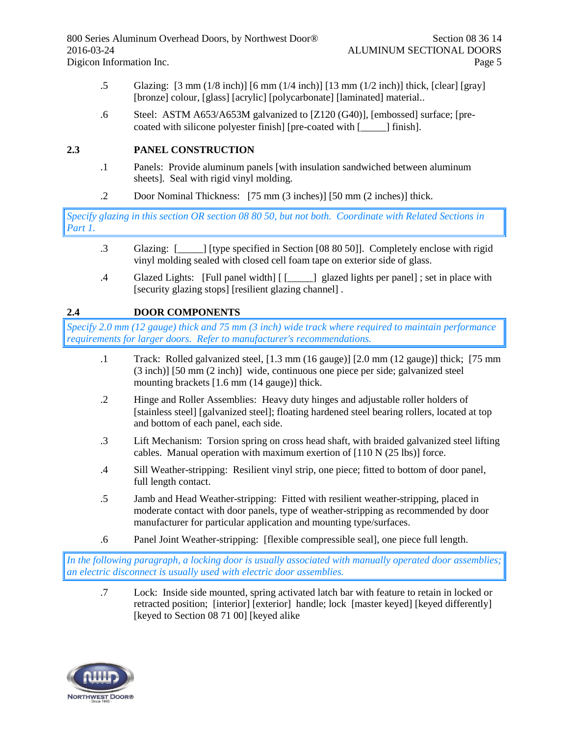.5 Glazing: [3 mm (1/8 inch)] [6 mm (1/4 inch)] [13 mm (1/2 inch)] thick, [clear] [gray] [bronze] colour, [glass] [acrylic] [polycarbonate] [laminated] material..

.6 Steel: ASTM A653/A653M galvanized to [Z120 (G40)], [embossed] surface; [pre-coated with silicone polyester finish] [pre-coated with [_____] finish].

## 2.3 PANEL CONSTRUCTION

.1 Panels: Provide aluminum panels [with insulation sandwiched between aluminum sheets]. Seal with rigid vinyl molding.

.2 Door Nominal Thickness: [75 mm (3 inches)] [50 mm (2 inches)] thick.

*Specify glazing in this section OR section 08 80 50, but not both. Coordinate with Related Sections in Part 1.*

.3 Glazing: [_____] [type specified in Section [08 80 50]]. Completely enclose with rigid vinyl molding sealed with closed cell foam tape on exterior side of glass.

.4 Glazed Lights: [Full panel width] [ [_____] glazed lights per panel] ; set in place with [security glazing stops] [resilient glazing channel] .

## 2.4 DOOR COMPONENTS

*Specify 2.0 mm (12 gauge) thick and 75 mm (3 inch) wide track where required to maintain performance requirements for larger doors. Refer to manufacturer's recommendations.*

.1 Track: Rolled galvanized steel, [1.3 mm (16 gauge)] [2.0 mm (12 gauge)] thick; [75 mm (3 inch)] [50 mm (2 inch)] wide, continuous one piece per side; galvanized steel mounting brackets [1.6 mm (14 gauge)] thick.

.2 Hinge and Roller Assemblies: Heavy duty hinges and adjustable roller holders of [stainless steel] [galvanized steel]; floating hardened steel bearing rollers, located at top and bottom of each panel, each side.

.3 Lift Mechanism: Torsion spring on cross head shaft, with braided galvanized steel lifting cables. Manual operation with maximum exertion of [110 N (25 lbs)] force.

.4 Sill Weather-stripping: Resilient vinyl strip, one piece; fitted to bottom of door panel, full length contact.

.5 Jamb and Head Weather-stripping: Fitted with resilient weather-stripping, placed in moderate contact with door panels, type of weather-stripping as recommended by door manufacturer for particular application and mounting type/surfaces.

.6 Panel Joint Weather-stripping: [flexible compressible seal], one piece full length.

*In the following paragraph, a locking door is usually associated with manually operated door assemblies; an electric disconnect is usually used with electric door assemblies.*

.7 Lock: Inside side mounted, spring activated latch bar with feature to retain in locked or retracted position; [interior] [exterior] handle; lock [master keyed] [keyed differently] [keyed to Section 08 71 00] [keyed alike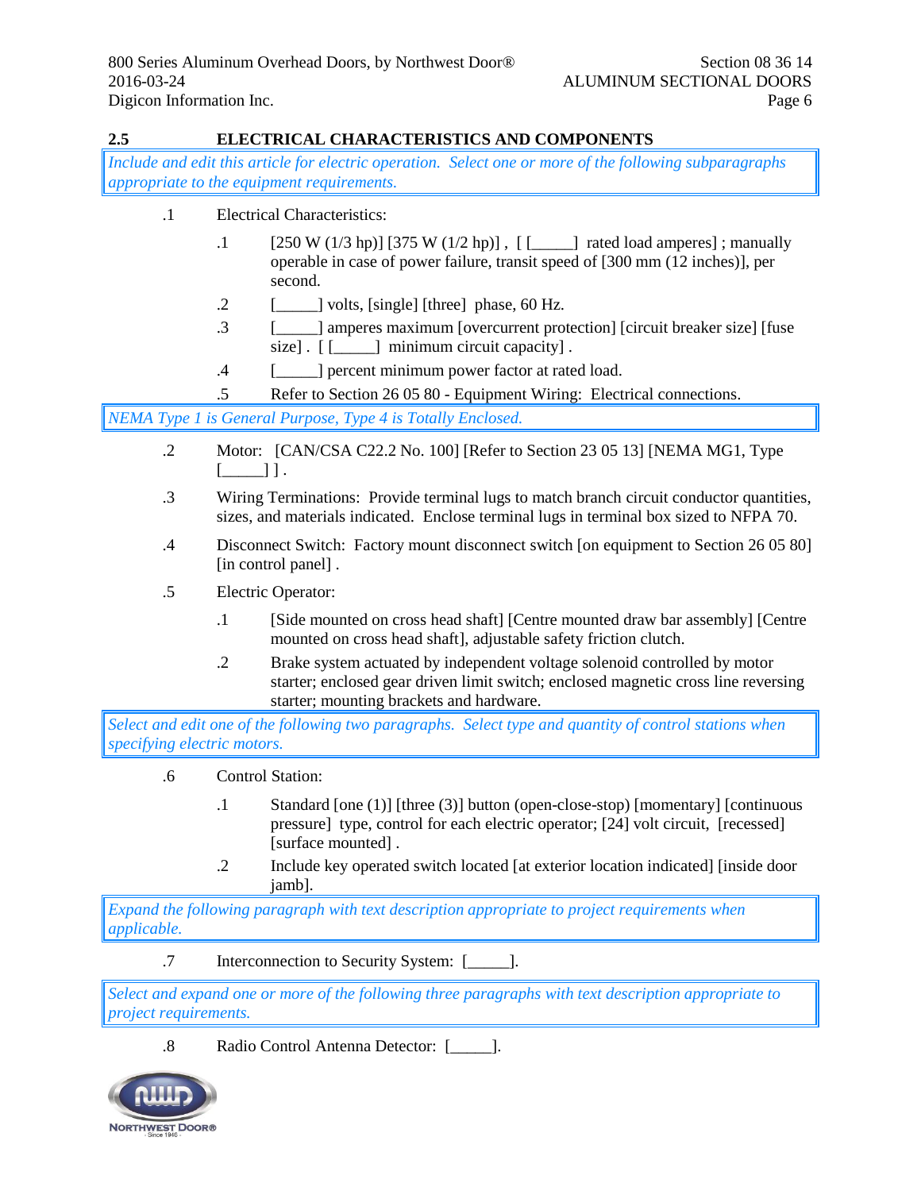## 2.5 ELECTRICAL CHARACTERISTICS AND COMPONENTS

*Include and edit this article for electric operation. Select one or more of the following subparagraphs appropriate to the equipment requirements.*

.1 Electrical Characteristics:

 .1 [250 W (1/3 hp)] [375 W (1/2 hp)] , [ [_____] rated load amperes] ; manually operable in case of power failure, transit speed of [300 mm (12 inches)], per second.

 .2 [_____] volts, [single] [three] phase, 60 Hz.

 .3 [_____] amperes maximum [overcurrent protection] [circuit breaker size] [fuse size] . [ [_____] minimum circuit capacity] .

 .4 [_____] percent minimum power factor at rated load.

 .5 Refer to Section 26 05 80 - Equipment Wiring: Electrical connections.

*NEMA Type 1 is General Purpose, Type 4 is Totally Enclosed.*

.2 Motor: [CAN/CSA C22.2 No. 100] [Refer to Section 23 05 13] [NEMA MG1, Type [_____] ] .

.3 Wiring Terminations: Provide terminal lugs to match branch circuit conductor quantities, sizes, and materials indicated. Enclose terminal lugs in terminal box sized to NFPA 70.

.4 Disconnect Switch: Factory mount disconnect switch [on equipment to Section 26 05 80] [in control panel] .

.5 Electric Operator:

 .1 [Side mounted on cross head shaft] [Centre mounted draw bar assembly] [Centre mounted on cross head shaft], adjustable safety friction clutch.

 .2 Brake system actuated by independent voltage solenoid controlled by motor starter; enclosed gear driven limit switch; enclosed magnetic cross line reversing starter; mounting brackets and hardware.

*Select and edit one of the following two paragraphs. Select type and quantity of control stations when specifying electric motors.*

.6 Control Station:

 .1 Standard [one (1)] [three (3)] button (open-close-stop) [momentary] [continuous pressure] type, control for each electric operator; [24] volt circuit, [recessed] [surface mounted] .

 .2 Include key operated switch located [at exterior location indicated] [inside door jamb].

*Expand the following paragraph with text description appropriate to project requirements when applicable.*

.7 Interconnection to Security System: [_____].

*Select and expand one or more of the following three paragraphs with text description appropriate to project requirements.*

.8 Radio Control Antenna Detector: [_____].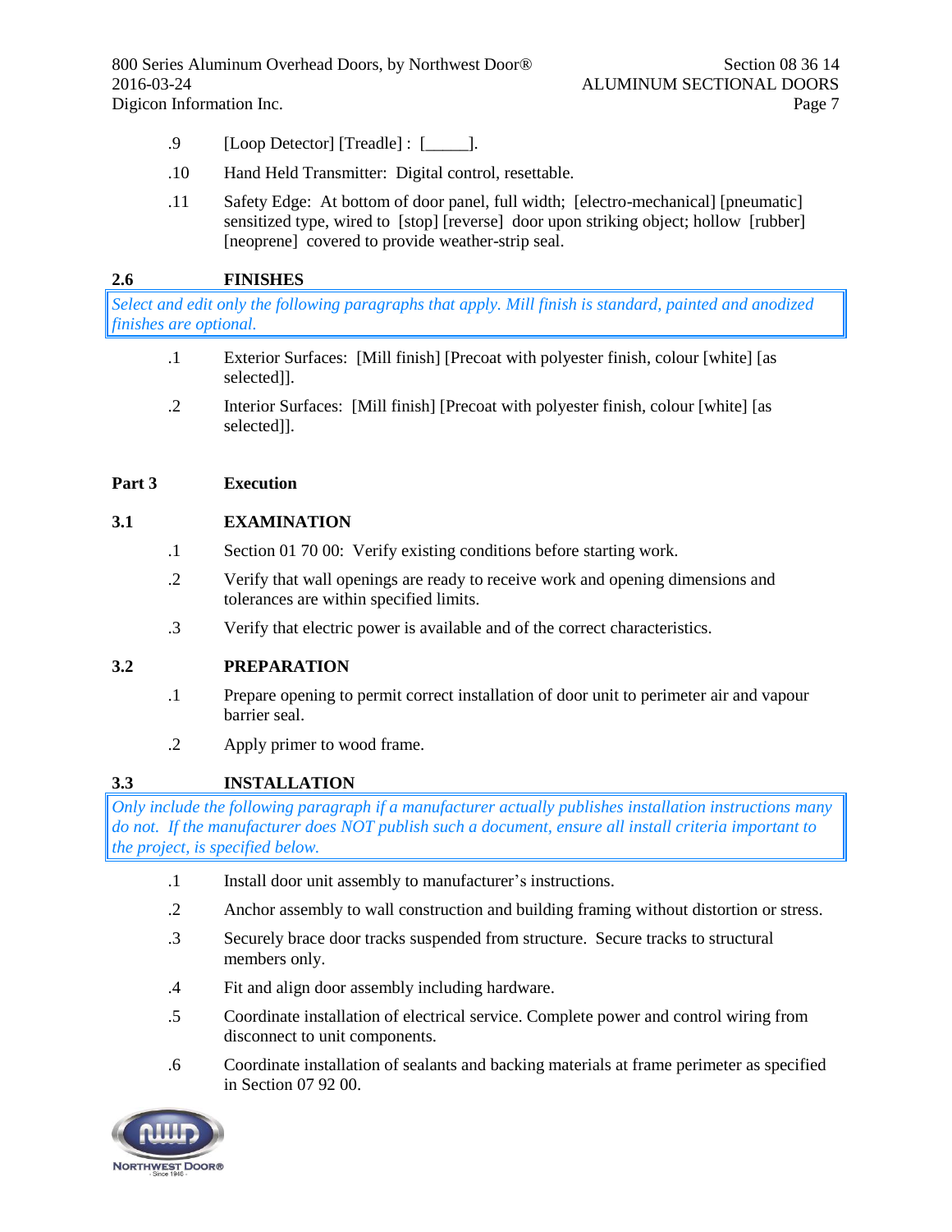.9 [Loop Detector] [Treadle] : [_____].

.10 Hand Held Transmitter: Digital control, resettable.

.11 Safety Edge: At bottom of door panel, full width; [electro-mechanical] [pneumatic] sensitized type, wired to [stop] [reverse] door upon striking object; hollow [rubber] [neoprene] covered to provide weather-strip seal.

### 2.6 FINISHES

*Select and edit only the following paragraphs that apply. Mill finish is standard, painted and anodized finishes are optional.*

.1 Exterior Surfaces: [Mill finish] [Precoat with polyester finish, colour [white] [as selected]].

.2 Interior Surfaces: [Mill finish] [Precoat with polyester finish, colour [white] [as selected]].

## Part 3 Execution

### 3.1 EXAMINATION

.1 Section 01 70 00: Verify existing conditions before starting work.

.2 Verify that wall openings are ready to receive work and opening dimensions and tolerances are within specified limits.

.3 Verify that electric power is available and of the correct characteristics.

### 3.2 PREPARATION

.1 Prepare opening to permit correct installation of door unit to perimeter air and vapour barrier seal.

.2 Apply primer to wood frame.

### 3.3 INSTALLATION

*Only include the following paragraph if a manufacturer actually publishes installation instructions many do not. If the manufacturer does NOT publish such a document, ensure all install criteria important to the project, is specified below.*

.1 Install door unit assembly to manufacturer's instructions.

.2 Anchor assembly to wall construction and building framing without distortion or stress.

.3 Securely brace door tracks suspended from structure. Secure tracks to structural members only.

.4 Fit and align door assembly including hardware.

.5 Coordinate installation of electrical service. Complete power and control wiring from disconnect to unit components.

.6 Coordinate installation of sealants and backing materials at frame perimeter as specified in Section 07 92 00.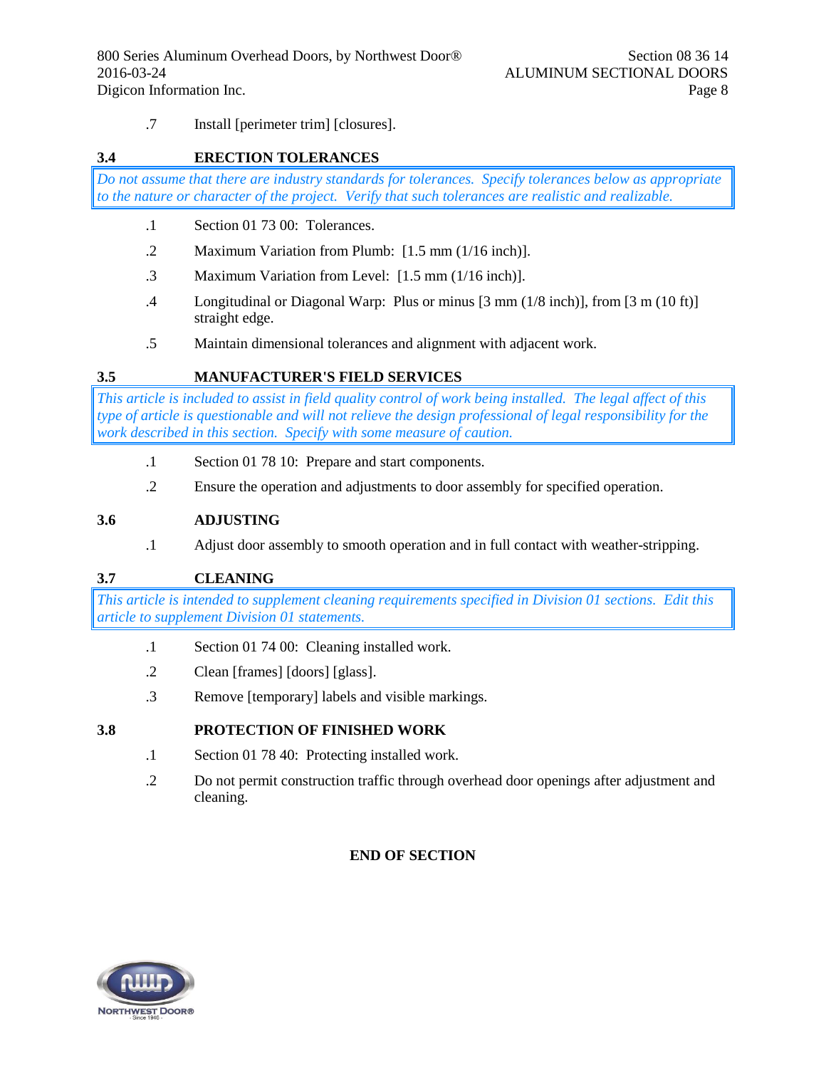.7 Install [perimeter trim] [closures].

### 3.4 ERECTION TOLERANCES

*Do not assume that there are industry standards for tolerances. Specify tolerances below as appropriate to the nature or character of the project. Verify that such tolerances are realistic and realizable.*

.1 Section 01 73 00: Tolerances.

.2 Maximum Variation from Plumb: [1.5 mm (1/16 inch)].

.3 Maximum Variation from Level: [1.5 mm (1/16 inch)].

.4 Longitudinal or Diagonal Warp: Plus or minus [3 mm (1/8 inch)], from [3 m (10 ft)] straight edge.

.5 Maintain dimensional tolerances and alignment with adjacent work.

### 3.5 MANUFACTURER'S FIELD SERVICES

*This article is included to assist in field quality control of work being installed. The legal affect of this type of article is questionable and will not relieve the design professional of legal responsibility for the work described in this section. Specify with some measure of caution.*

.1 Section 01 78 10: Prepare and start components.

.2 Ensure the operation and adjustments to door assembly for specified operation.

### 3.6 ADJUSTING

.1 Adjust door assembly to smooth operation and in full contact with weather-stripping.

### 3.7 CLEANING

*This article is intended to supplement cleaning requirements specified in Division 01 sections. Edit this article to supplement Division 01 statements.*

.1 Section 01 74 00: Cleaning installed work.

.2 Clean [frames] [doors] [glass].

.3 Remove [temporary] labels and visible markings.

### 3.8 PROTECTION OF FINISHED WORK

.1 Section 01 78 40: Protecting installed work.

.2 Do not permit construction traffic through overhead door openings after adjustment and cleaning.

**END OF SECTION**